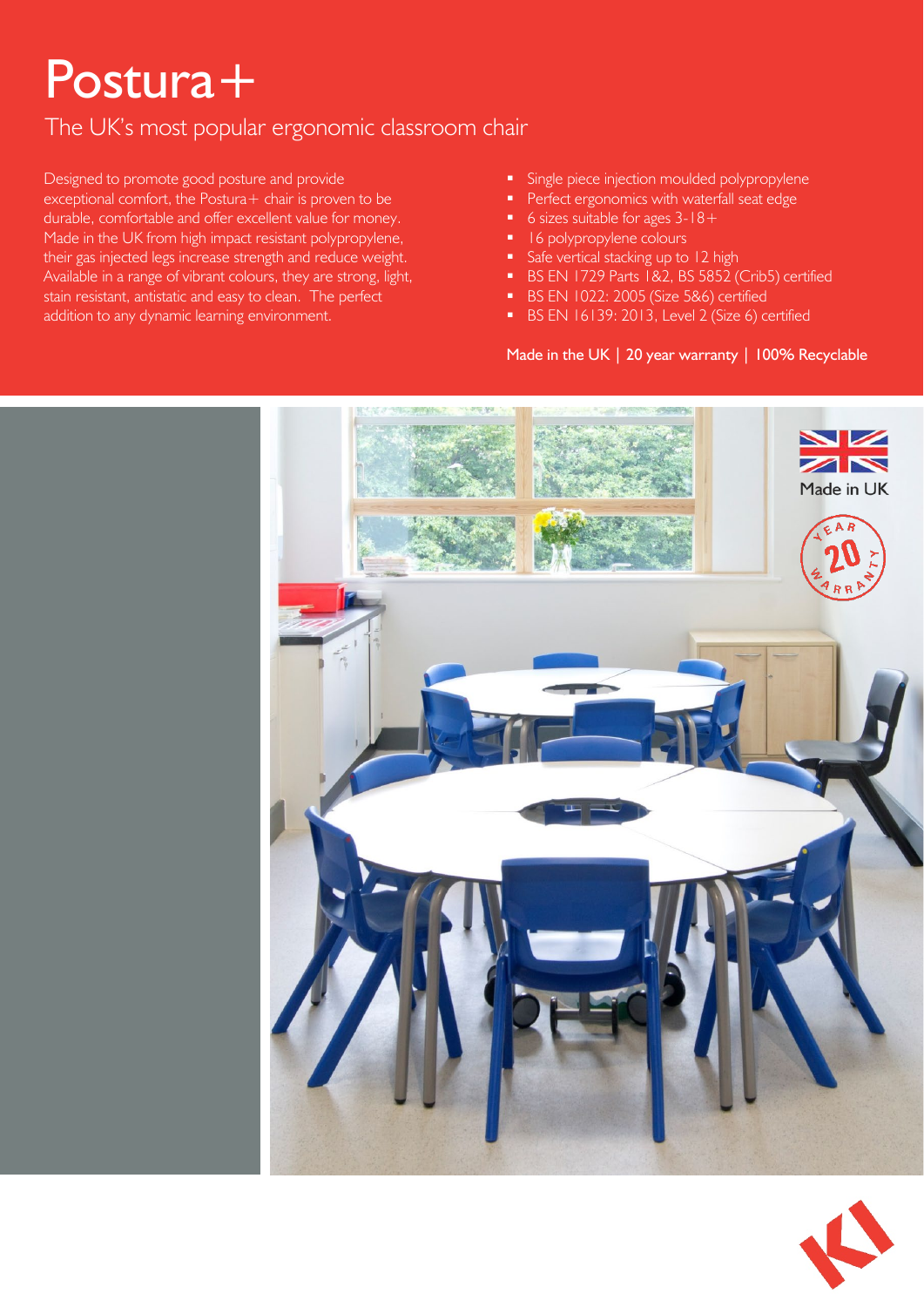# Postura+

## The UK's most popular ergonomic classroom chair

Designed to promote good posture and provide exceptional comfort, the Postura+ chair is proven to be durable, comfortable and offer excellent value for money. Made in the UK from high impact resistant polypropylene, their gas injected legs increase strength and reduce weight. Available in a range of vibrant colours, they are strong, light, stain resistant, antistatic and easy to clean. The perfect addition to any dynamic learning environment.

- Single piece injection moulded polypropylene
- Perfect ergonomics with waterfall seat edge
- 6 sizes suitable for ages 3-18+
- 16 polypropylene colours
- Safe vertical stacking up to 12 high
- BS EN 1729 Parts 1&2, BS 5852 (Crib5) certified
- BS EN 1022: 2005 (Size 5&6) certified
- BS EN 16139: 2013, Level 2 (Size 6) certified

Made in the UK | 20 year warranty | 100% Recyclable

Made in UK

20 YEAR WARRANTY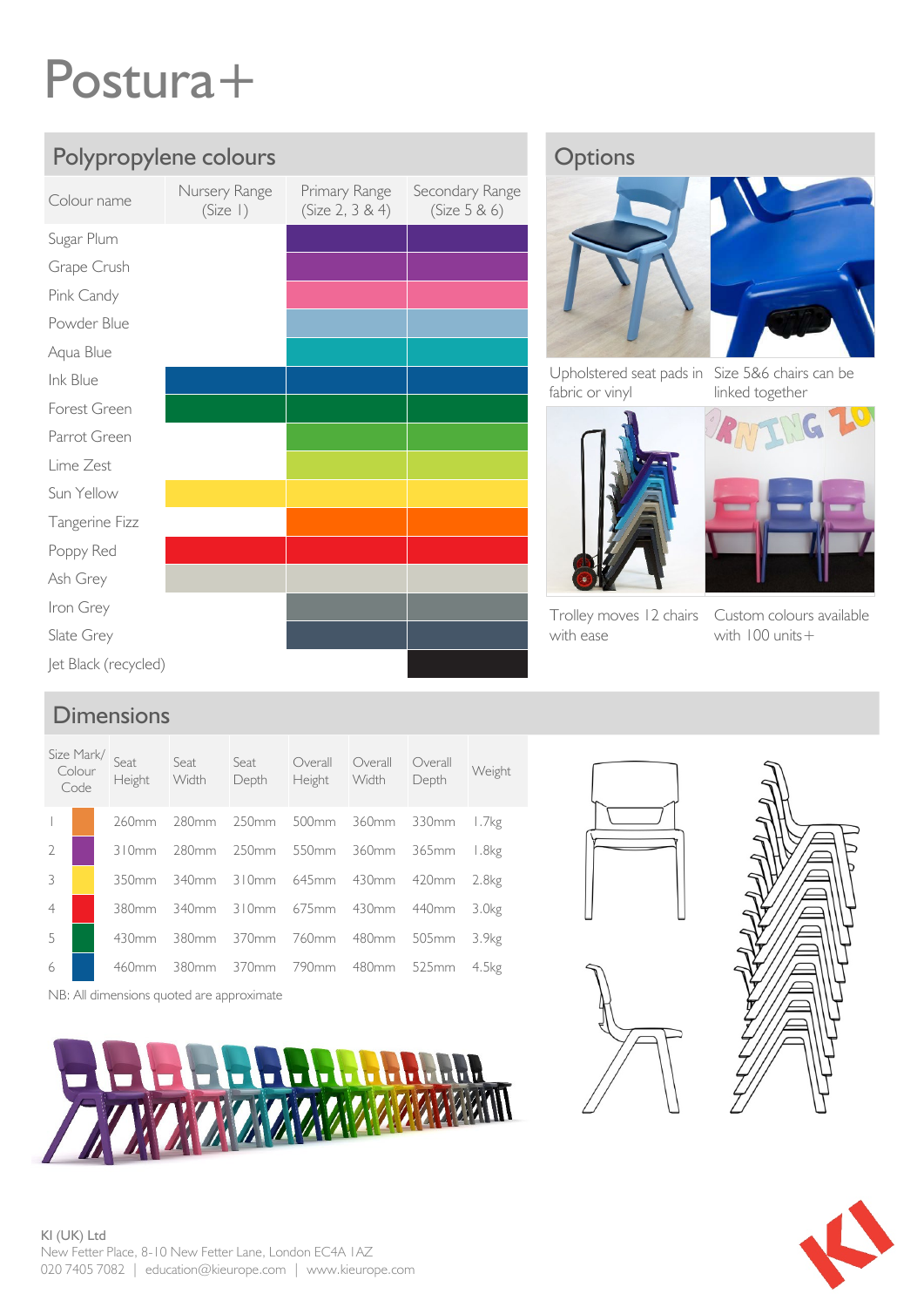# Postura+

## Polypropylene colours

| Colour name | Nursery Range (Size 1) | Primary Range (Size 2, 3 & 4) | Secondary Range (Size 5 & 6) |
|---|---|---|---|
| Sugar Plum | | ✓ | ✓ |
| Grape Crush | | ✓ | ✓ |
| Pink Candy | | ✓ | ✓ |
| Powder Blue | | ✓ | ✓ |
| Aqua Blue | | ✓ | ✓ |
| Ink Blue | ✓ | ✓ | ✓ |
| Forest Green | ✓ | ✓ | ✓ |
| Parrot Green | | ✓ | ✓ |
| Lime Zest | | ✓ | ✓ |
| Sun Yellow | ✓ | ✓ | ✓ |
| Tangerine Fizz | | ✓ | ✓ |
| Poppy Red | ✓ | ✓ | ✓ |
| Ash Grey | ✓ | ✓ | ✓ |
| Iron Grey | | ✓ | ✓ |
| Slate Grey | | ✓ | ✓ |
| Jet Black (recycled) | | | ✓ |

## Options

Upholstered seat pads in fabric or vinyl

Size 5&6 chairs can be linked together

Trolley moves 12 chairs with ease

Custom colours available with 100 units+

## Dimensions

| Size Mark/ Colour Code | | Seat Height | Seat Width | Seat Depth | Overall Height | Overall Width | Overall Depth | Weight |
|---|---|---|---|---|---|---|---|---|
| 1 | | 260mm | 280mm | 250mm | 500mm | 360mm | 330mm | 1.7kg |
| 2 | | 310mm | 280mm | 250mm | 550mm | 360mm | 365mm | 1.8kg |
| 3 | | 350mm | 340mm | 310mm | 645mm | 430mm | 420mm | 2.8kg |
| 4 | | 380mm | 340mm | 310mm | 675mm | 430mm | 440mm | 3.0kg |
| 5 | | 430mm | 380mm | 370mm | 760mm | 480mm | 505mm | 3.9kg |
| 6 | | 460mm | 380mm | 370mm | 790mm | 480mm | 525mm | 4.5kg |

NB: All dimensions quoted are approximate

KI (UK) Ltd
New Fetter Place, 8-10 New Fetter Lane, London EC4A 1AZ
020 7405 7082 | education@kieurope.com | www.kieurope.com